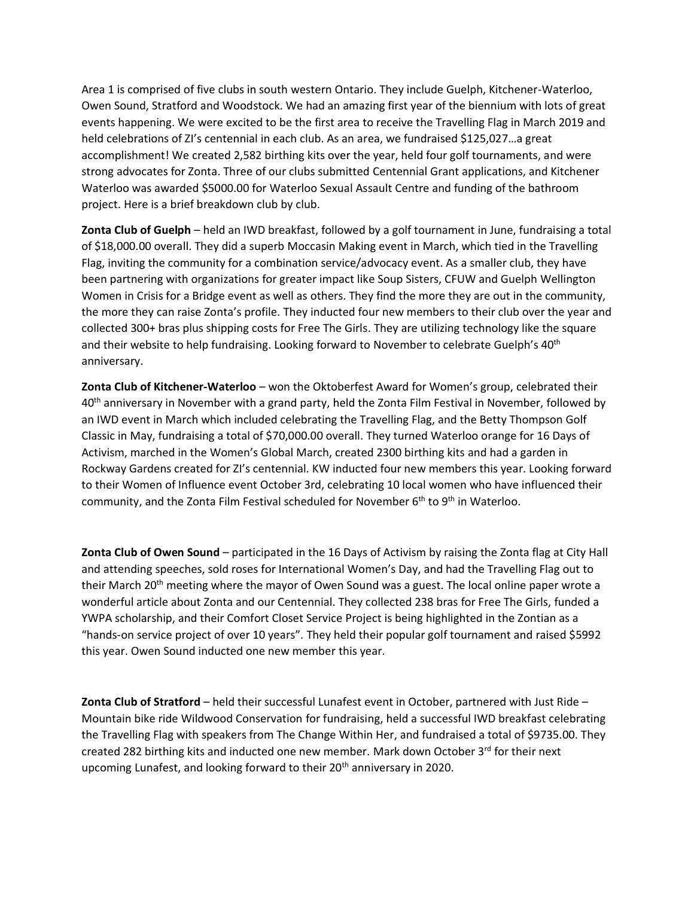Area 1 is comprised of five clubs in south western Ontario. They include Guelph, Kitchener-Waterloo, Owen Sound, Stratford and Woodstock. We had an amazing first year of the biennium with lots of great events happening. We were excited to be the first area to receive the Travelling Flag in March 2019 and held celebrations of ZI's centennial in each club. As an area, we fundraised $125,027…a great accomplishment! We created 2,582 birthing kits over the year, held four golf tournaments, and were strong advocates for Zonta. Three of our clubs submitted Centennial Grant applications, and Kitchener Waterloo was awarded $5000.00 for Waterloo Sexual Assault Centre and funding of the bathroom project. Here is a brief breakdown club by club.

**Zonta Club of Guelph** – held an IWD breakfast, followed by a golf tournament in June, fundraising a total of $18,000.00 overall. They did a superb Moccasin Making event in March, which tied in the Travelling Flag, inviting the community for a combination service/advocacy event. As a smaller club, they have been partnering with organizations for greater impact like Soup Sisters, CFUW and Guelph Wellington Women in Crisis for a Bridge event as well as others. They find the more they are out in the community, the more they can raise Zonta's profile. They inducted four new members to their club over the year and collected 300+ bras plus shipping costs for Free The Girls. They are utilizing technology like the square and their website to help fundraising. Looking forward to November to celebrate Guelph's 40th anniversary.

**Zonta Club of Kitchener-Waterloo** – won the Oktoberfest Award for Women's group, celebrated their 40th anniversary in November with a grand party, held the Zonta Film Festival in November, followed by an IWD event in March which included celebrating the Travelling Flag, and the Betty Thompson Golf Classic in May, fundraising a total of $70,000.00 overall. They turned Waterloo orange for 16 Days of Activism, marched in the Women's Global March, created 2300 birthing kits and had a garden in Rockway Gardens created for ZI's centennial. KW inducted four new members this year. Looking forward to their Women of Influence event October 3rd, celebrating 10 local women who have influenced their community, and the Zonta Film Festival scheduled for November 6th to 9th in Waterloo.

**Zonta Club of Owen Sound** – participated in the 16 Days of Activism by raising the Zonta flag at City Hall and attending speeches, sold roses for International Women's Day, and had the Travelling Flag out to their March 20th meeting where the mayor of Owen Sound was a guest. The local online paper wrote a wonderful article about Zonta and our Centennial. They collected 238 bras for Free The Girls, funded a YWPA scholarship, and their Comfort Closet Service Project is being highlighted in the Zontian as a "hands-on service project of over 10 years". They held their popular golf tournament and raised $5992 this year. Owen Sound inducted one new member this year.

**Zonta Club of Stratford** – held their successful Lunafest event in October, partnered with Just Ride – Mountain bike ride Wildwood Conservation for fundraising, held a successful IWD breakfast celebrating the Travelling Flag with speakers from The Change Within Her, and fundraised a total of $9735.00. They created 282 birthing kits and inducted one new member. Mark down October 3rd for their next upcoming Lunafest, and looking forward to their 20th anniversary in 2020.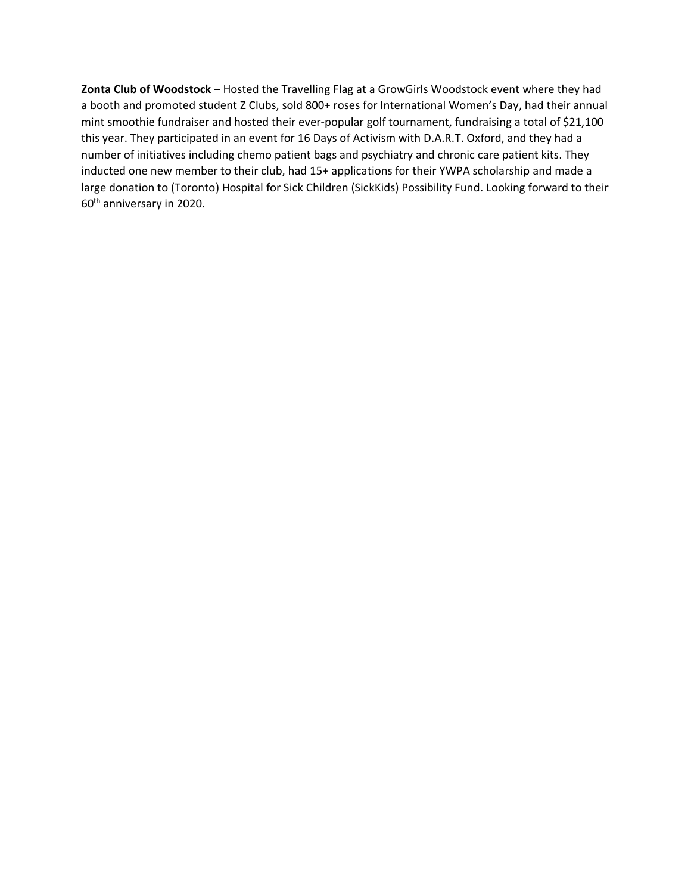**Zonta Club of Woodstock** – Hosted the Travelling Flag at a GrowGirls Woodstock event where they had a booth and promoted student Z Clubs, sold 800+ roses for International Women's Day, had their annual mint smoothie fundraiser and hosted their ever-popular golf tournament, fundraising a total of $21,100 this year. They participated in an event for 16 Days of Activism with D.A.R.T. Oxford, and they had a number of initiatives including chemo patient bags and psychiatry and chronic care patient kits. They inducted one new member to their club, had 15+ applications for their YWPA scholarship and made a large donation to (Toronto) Hospital for Sick Children (SickKids) Possibility Fund. Looking forward to their 60th anniversary in 2020.